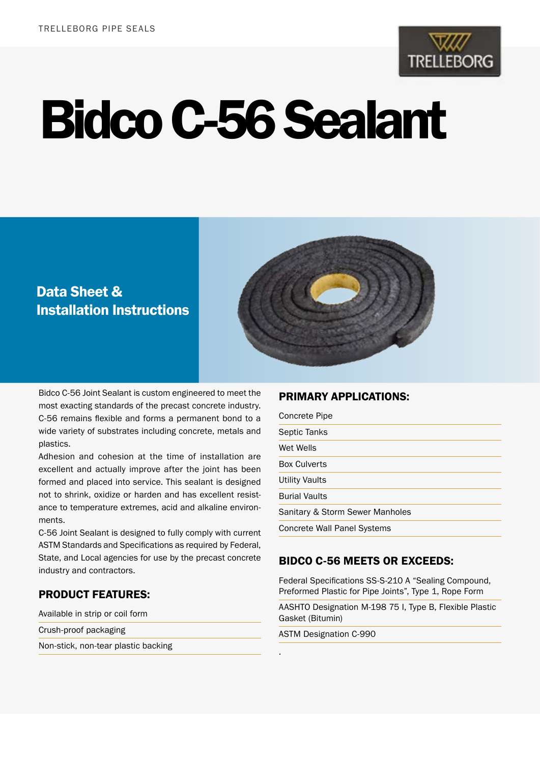# Bidco C-56 Sealant

## Data Sheet & Installation Instructions

Bidco C-56 Joint Sealant is custom engineered to meet the most exacting standards of the precast concrete industry. C-56 remains flexible and forms a permanent bond to a wide variety of substrates including concrete, metals and plastics.

Adhesion and cohesion at the time of installation are excellent and actually improve after the joint has been formed and placed into service. This sealant is designed not to shrink, oxidize or harden and has excellent resistance to temperature extremes, acid and alkaline environments.

C-56 Joint Sealant is designed to fully comply with current ASTM Standards and Specifications as required by Federal, State, and Local agencies for use by the precast concrete industry and contractors.

### PRODUCT FEATURES:

- Available in strip or coil form
- Crush-proof packaging
- Non-stick, non-tear plastic backing

### PRIMARY APPLICATIONS:

- Concrete Pipe
- Septic Tanks
- Wet Wells
- Box Culverts
- Utility Vaults
- Burial Vaults
- Sanitary & Storm Sewer Manholes
- Concrete Wall Panel Systems

### BIDCO C-56 MEETS OR EXCEEDS:

- Federal Specifications SS-S-210 A "Sealing Compound, Preformed Plastic for Pipe Joints", Type 1, Rope Form
- AASHTO Designation M-198 75 I, Type B, Flexible Plastic Gasket (Bitumin)
- ASTM Designation C-990

.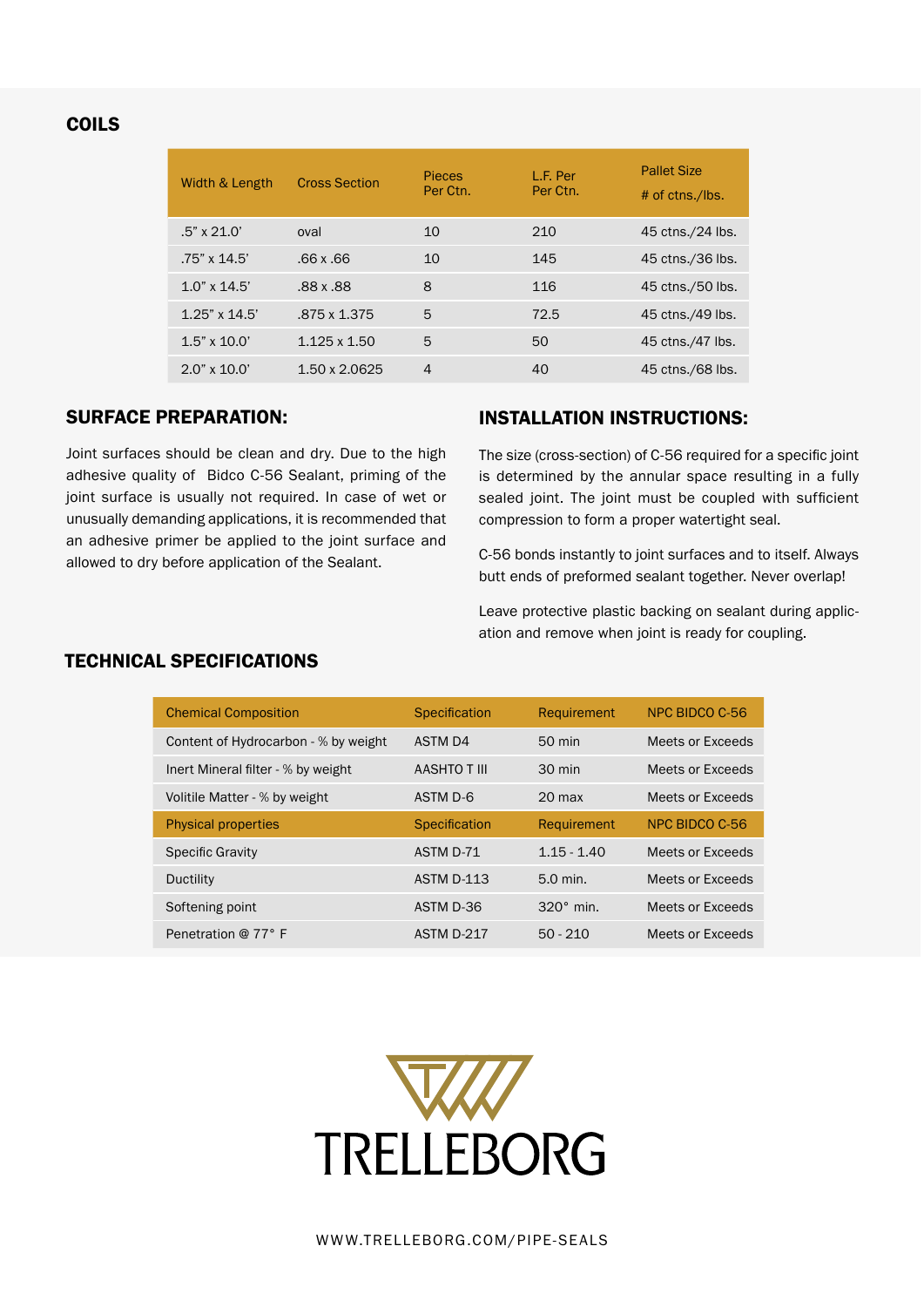## COILS

| Width & Length | Cross Section | Pieces Per Ctn. | L.F. Per Per Ctn. | Pallet Size # of ctns./lbs. |
|---|---|---|---|---|
| .5" x 21.0' | oval | 10 | 210 | 45 ctns./24 lbs. |
| .75" x 14.5' | .66 x .66 | 10 | 145 | 45 ctns./36 lbs. |
| 1.0" x 14.5' | .88 x .88 | 8 | 116 | 45 ctns./50 lbs. |
| 1.25" x 14.5' | .875 x 1.375 | 5 | 72.5 | 45 ctns./49 lbs. |
| 1.5" x 10.0' | 1.125 x 1.50 | 5 | 50 | 45 ctns./47 lbs. |
| 2.0" x 10.0' | 1.50 x 2.0625 | 4 | 40 | 45 ctns./68 lbs. |

## SURFACE PREPARATION:

Joint surfaces should be clean and dry. Due to the high adhesive quality of Bidco C-56 Sealant, priming of the joint surface is usually not required. In case of wet or unusually demanding applications, it is recommended that an adhesive primer be applied to the joint surface and allowed to dry before application of the Sealant.

## INSTALLATION INSTRUCTIONS:

The size (cross-section) of C-56 required for a specific joint is determined by the annular space resulting in a fully sealed joint. The joint must be coupled with sufficient compression to form a proper watertight seal.

C-56 bonds instantly to joint surfaces and to itself. Always butt ends of preformed sealant together. Never overlap!

Leave protective plastic backing on sealant during application and remove when joint is ready for coupling.

## TECHNICAL SPECIFICATIONS

| Chemical Composition | Specification | Requirement | NPC BIDCO C-56 |
|---|---|---|---|
| Content of Hydrocarbon - % by weight | ASTM D4 | 50 min | Meets or Exceeds |
| Inert Mineral filter - % by weight | AASHTO T III | 30 min | Meets or Exceeds |
| Volitile Matter - % by weight | ASTM D-6 | 20 max | Meets or Exceeds |
| **Physical properties** | **Specification** | **Requirement** | **NPC BIDCO C-56** |
| Specific Gravity | ASTM D-71 | 1.15 - 1.40 | Meets or Exceeds |
| Ductility | ASTM D-113 | 5.0 min. | Meets or Exceeds |
| Softening point | ASTM D-36 | 320° min. | Meets or Exceeds |
| Penetration @ 77° F | ASTM D-217 | 50 - 210 | Meets or Exceeds |

TRELLEBORG

WWW.TRELLEBORG.COM/PIPE-SEALS